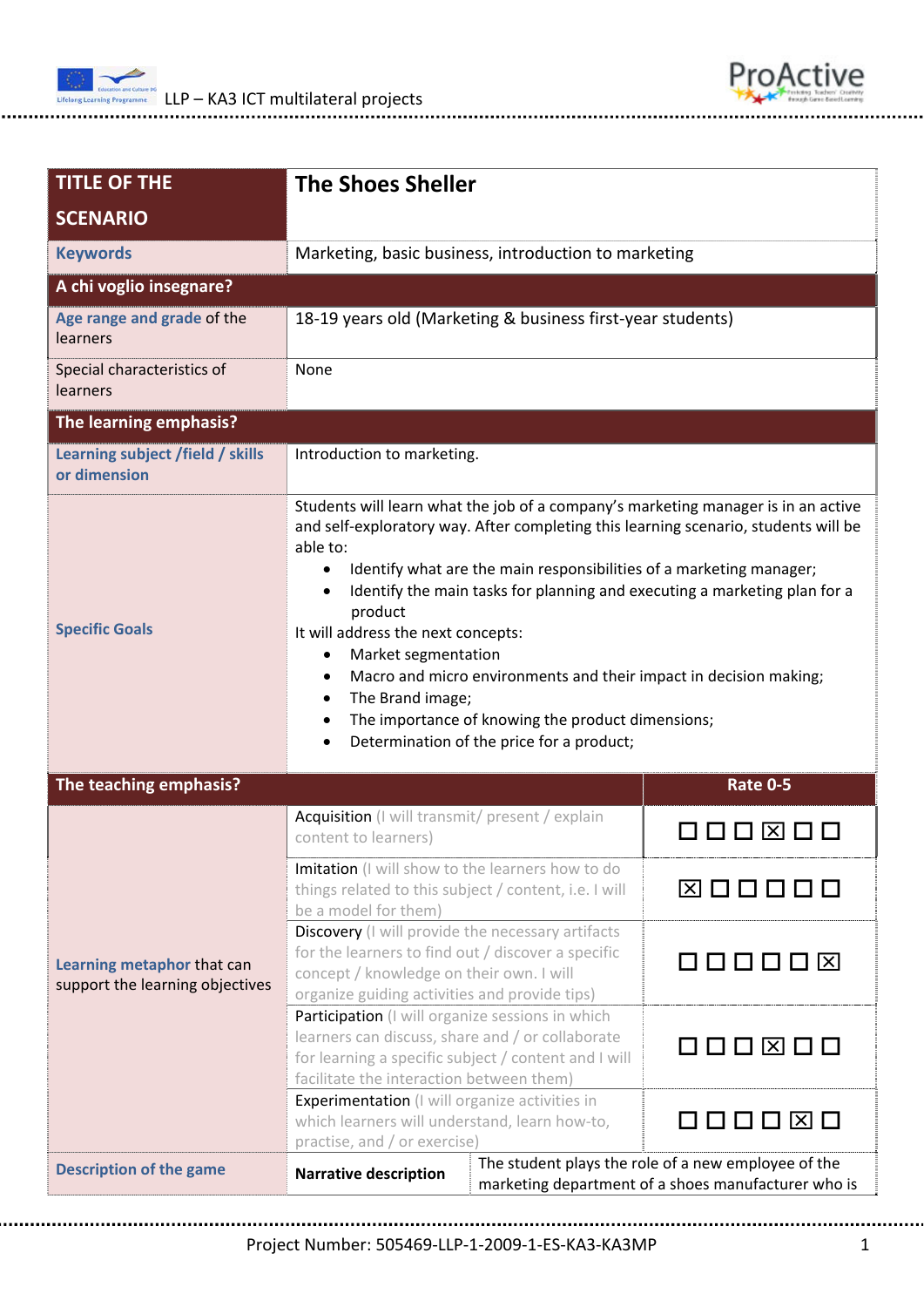| TITLE OF THE SCENARIO | The Shoes Sheller | |
|---|---|---|
| Keywords | Marketing, basic business, introduction to marketing | |
| **A chi voglio insegnare?** | | |
| Age range and grade of the learners | 18-19 years old (Marketing & business first-year students) | |
| Special characteristics of learners | None | |
| **The learning emphasis?** | | |
| Learning subject /field / skills or dimension | Introduction to marketing. | |
| Specific Goals | Students will learn what the job of a company's marketing manager is in an active and self-exploratory way. After completing this learning scenario, students will be able to:<br>• Identify what are the main responsibilities of a marketing manager;<br>• Identify the main tasks for planning and executing a marketing plan for a product<br>It will address the next concepts:<br>• Market segmentation<br>• Macro and micro environments and their impact in decision making;<br>• The Brand image;<br>• The importance of knowing the product dimensions;<br>• Determination of the price for a product; | |
| **The teaching emphasis?** | | **Rate 0-5** |
| Learning metaphor that can support the learning objectives | Acquisition (I will transmit/ present / explain content to learners) | ☐ ☐ ☐ ☒ ☐ ☐ |
| | Imitation (I will show to the learners how to do things related to this subject / content, i.e. I will be a model for them) | ☒ ☐ ☐ ☐ ☐ ☐ |
| | Discovery (I will provide the necessary artifacts for the learners to find out / discover a specific concept / knowledge on their own. I will organize guiding activities and provide tips) | ☐ ☐ ☐ ☐ ☐ ☒ |
| | Participation (I will organize sessions in which learners can discuss, share and / or collaborate for learning a specific subject / content and I will facilitate the interaction between them) | ☐ ☐ ☐ ☒ ☐ ☐ |
| | Experimentation (I will organize activities in which learners will understand, learn how-to, practise, and / or exercise) | ☐ ☐ ☐ ☐ ☒ ☐ |
| Description of the game | **Narrative description** | The student plays the role of a new employee of the marketing department of a shoes manufacturer who is |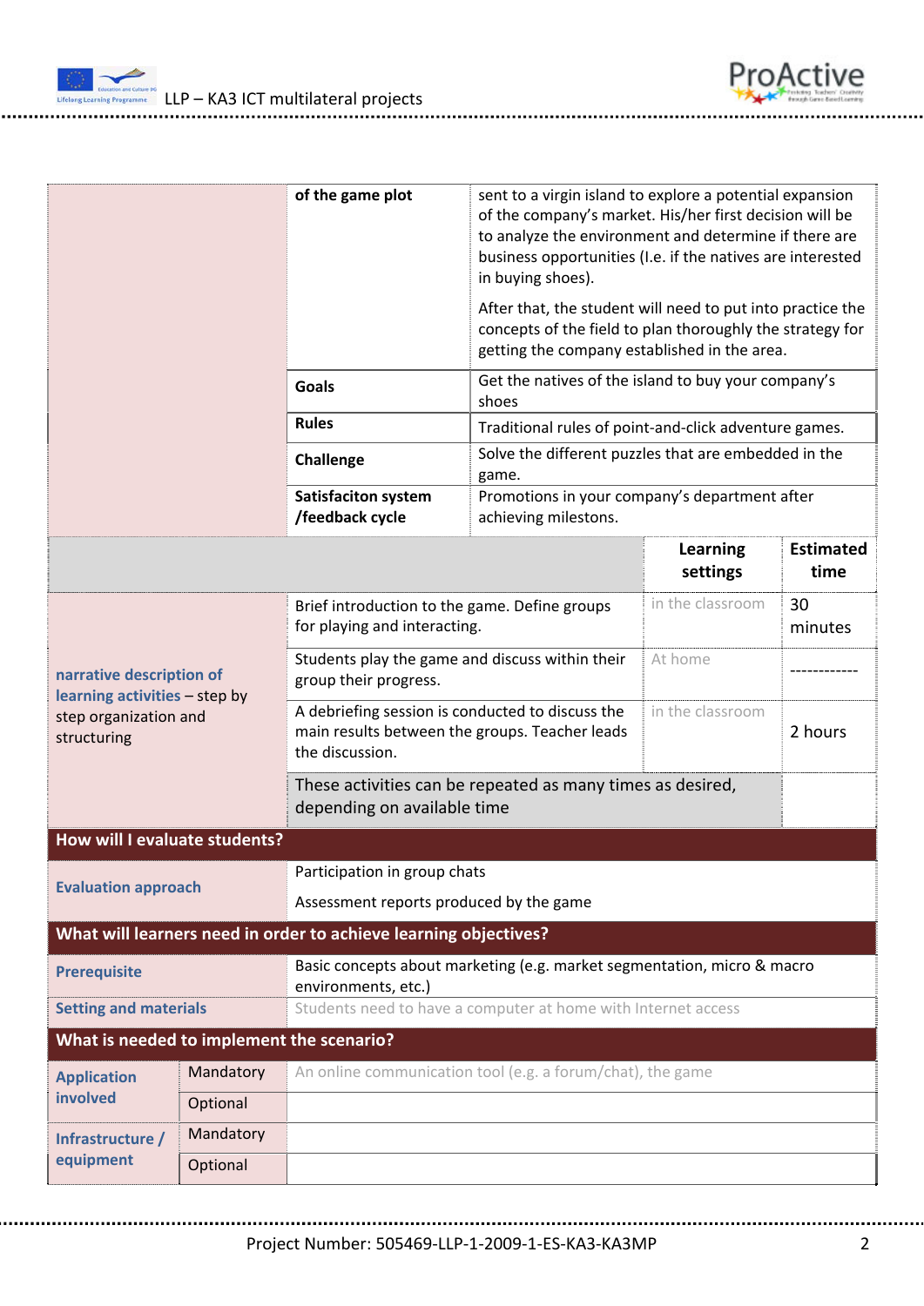| | | |
|---|---|---|
| | **of the game plot** | sent to a virgin island to explore a potential expansion of the company's market. His/her first decision will be to analyze the environment and determine if there are business opportunities (I.e. if the natives are interested in buying shoes).<br><br>After that, the student will need to put into practice the concepts of the field to plan thoroughly the strategy for getting the company established in the area. |
| | **Goals** | Get the natives of the island to buy your company's shoes |
| | **Rules** | Traditional rules of point-and-click adventure games. |
| | **Challenge** | Solve the different puzzles that are embedded in the game. |
| | **Satisfaciton system /feedback cycle** | Promotions in your company's department after achieving milestons. |

| | | **Learning settings** | **Estimated time** |
|---|---|---|---|
| **narrative description of learning activities** – step by step organization and structuring | Brief introduction to the game. Define groups for playing and interacting. | in the classroom | 30 minutes |
| | Students play the game and discuss within their group their progress. | At home | ------------ |
| | A debriefing session is conducted to discuss the main results between the groups. Teacher leads the discussion. | in the classroom | 2 hours |
| | These activities can be repeated as many times as desired, depending on available time | | |

| **How will I evaluate students?** | |
|---|---|
| **Evaluation approach** | Participation in group chats<br><br>Assessment reports produced by the game |

| **What will learners need in order to achieve learning objectives?** | |
|---|---|
| **Prerequisite** | Basic concepts about marketing (e.g. market segmentation, micro & macro environments, etc.) |
| **Setting and materials** | Students need to have a computer at home with Internet access |

| **What is needed to implement the scenario?** | | |
|---|---|---|
| **Application involved** | Mandatory | An online communication tool (e.g. a forum/chat), the game |
| | Optional | |
| **Infrastructure / equipment** | Mandatory | |
| | Optional | |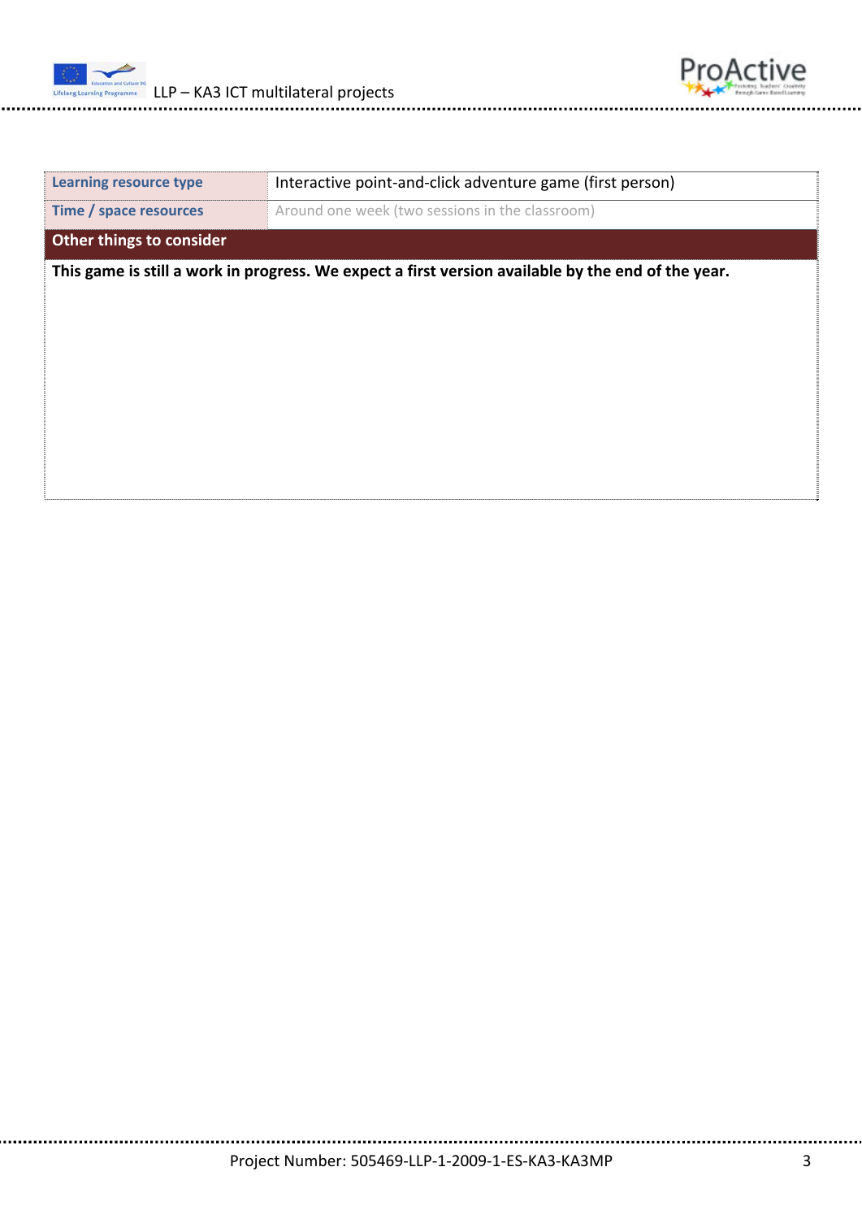| | |
|---|---|
| **Learning resource type** | Interactive point-and-click adventure game (first person) |
| **Time / space resources** | Around one week (two sessions in the classroom) |

**Other things to consider**

**This game is still a work in progress. We expect a first version available by the end of the year.**